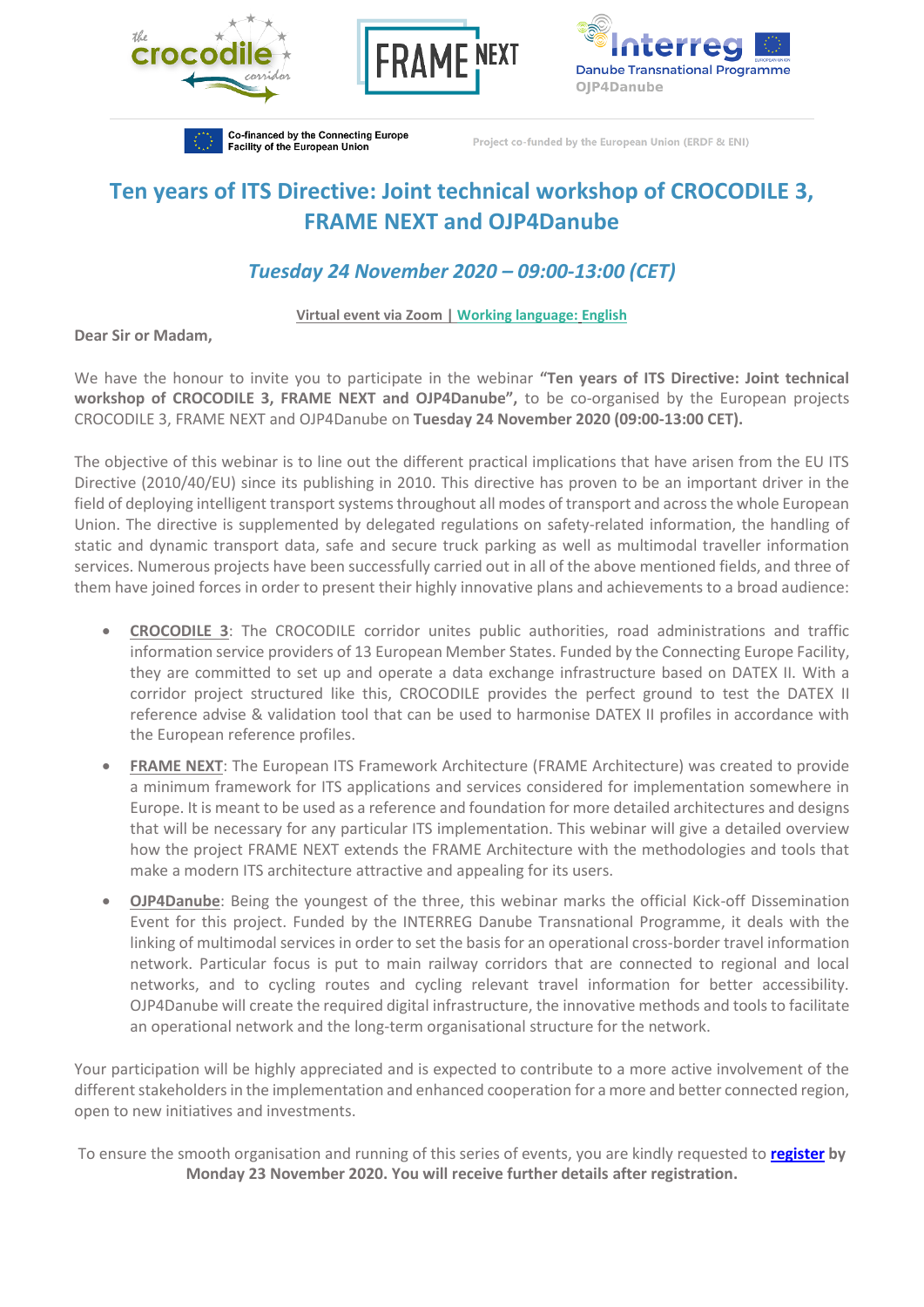Co-financed by the Connecting Europe Facility of the European Union

Project co-funded by the European Union (ERDF & ENI)

# Ten years of ITS Directive: Joint technical workshop of CROCODILE 3, FRAME NEXT and OJP4Danube

## *Tuesday 24 November 2020 – 09:00-13:00 (CET)*

Virtual event via Zoom | Working language: English

**Dear Sir or Madam,**

We have the honour to invite you to participate in the webinar **"Ten years of ITS Directive: Joint technical workshop of CROCODILE 3, FRAME NEXT and OJP4Danube",** to be co-organised by the European projects CROCODILE 3, FRAME NEXT and OJP4Danube on **Tuesday 24 November 2020 (09:00-13:00 CET).**

The objective of this webinar is to line out the different practical implications that have arisen from the EU ITS Directive (2010/40/EU) since its publishing in 2010. This directive has proven to be an important driver in the field of deploying intelligent transport systems throughout all modes of transport and across the whole European Union. The directive is supplemented by delegated regulations on safety-related information, the handling of static and dynamic transport data, safe and secure truck parking as well as multimodal traveller information services. Numerous projects have been successfully carried out in all of the above mentioned fields, and three of them have joined forces in order to present their highly innovative plans and achievements to a broad audience:

- **CROCODILE 3**: The CROCODILE corridor unites public authorities, road administrations and traffic information service providers of 13 European Member States. Funded by the Connecting Europe Facility, they are committed to set up and operate a data exchange infrastructure based on DATEX II. With a corridor project structured like this, CROCODILE provides the perfect ground to test the DATEX II reference advise & validation tool that can be used to harmonise DATEX II profiles in accordance with the European reference profiles.
- **FRAME NEXT**: The European ITS Framework Architecture (FRAME Architecture) was created to provide a minimum framework for ITS applications and services considered for implementation somewhere in Europe. It is meant to be used as a reference and foundation for more detailed architectures and designs that will be necessary for any particular ITS implementation. This webinar will give a detailed overview how the project FRAME NEXT extends the FRAME Architecture with the methodologies and tools that make a modern ITS architecture attractive and appealing for its users.
- **OJP4Danube**: Being the youngest of the three, this webinar marks the official Kick-off Dissemination Event for this project. Funded by the INTERREG Danube Transnational Programme, it deals with the linking of multimodal services in order to set the basis for an operational cross-border travel information network. Particular focus is put to main railway corridors that are connected to regional and local networks, and to cycling routes and cycling relevant travel information for better accessibility. OJP4Danube will create the required digital infrastructure, the innovative methods and tools to facilitate an operational network and the long-term organisational structure for the network.

Your participation will be highly appreciated and is expected to contribute to a more active involvement of the different stakeholders in the implementation and enhanced cooperation for a more and better connected region, open to new initiatives and investments.

To ensure the smooth organisation and running of this series of events, you are kindly requested to **register by Monday 23 November 2020. You will receive further details after registration.**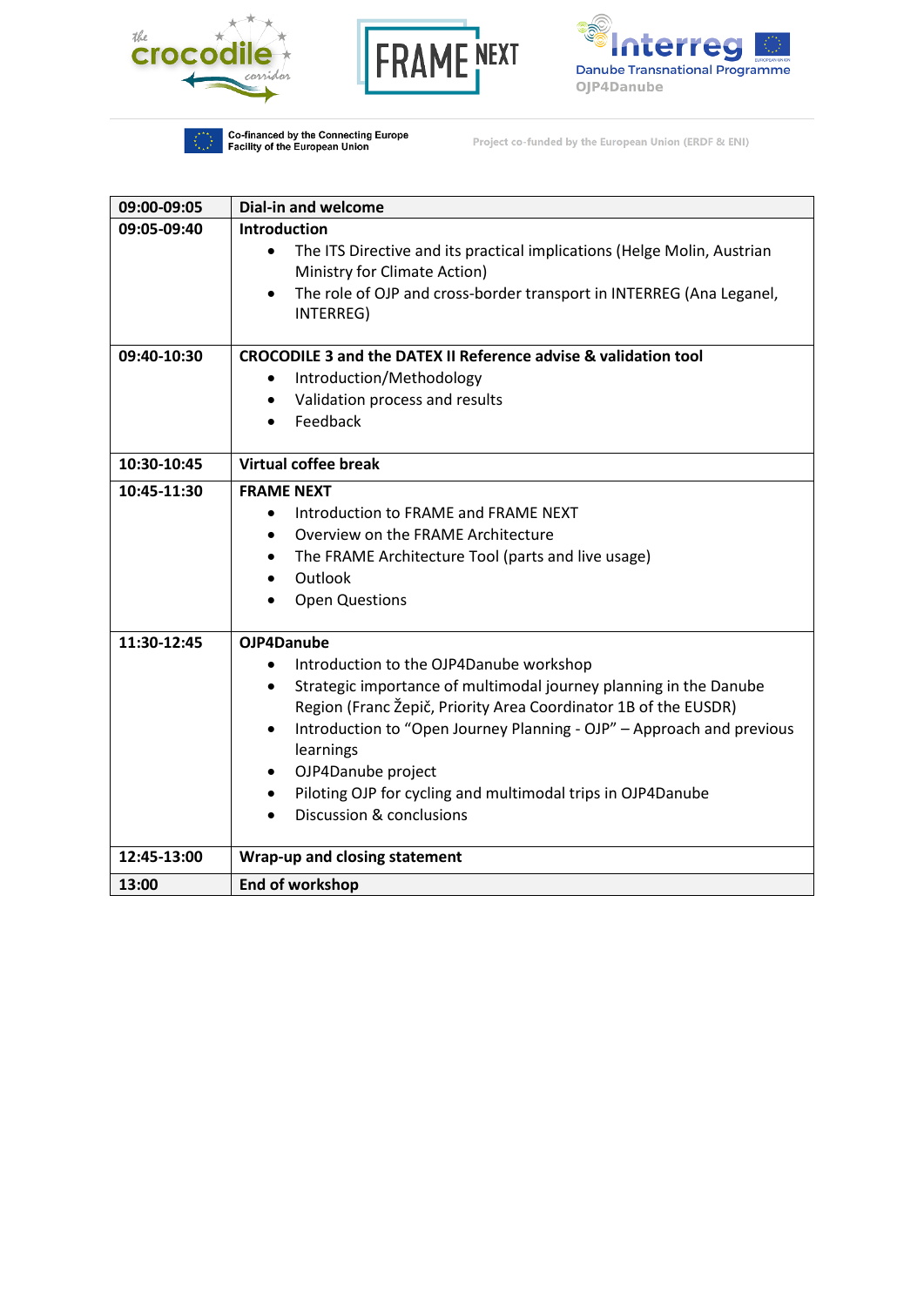the crocodile corridor

FRAME NEXT

Interreg Danube Transnational Programme OJP4Danube

Co-financed by the Connecting Europe Facility of the European Union

Project co-funded by the European Union (ERDF & ENI)

| | |
|---|---|
| **09:00-09:05** | **Dial-in and welcome** |
| **09:05-09:40** | **Introduction**<br>• The ITS Directive and its practical implications (Helge Molin, Austrian Ministry for Climate Action)<br>• The role of OJP and cross-border transport in INTERREG (Ana Leganel, INTERREG) |
| **09:40-10:30** | **CROCODILE 3 and the DATEX II Reference advise & validation tool**<br>• Introduction/Methodology<br>• Validation process and results<br>• Feedback |
| **10:30-10:45** | **Virtual coffee break** |
| **10:45-11:30** | **FRAME NEXT**<br>• Introduction to FRAME and FRAME NEXT<br>• Overview on the FRAME Architecture<br>• The FRAME Architecture Tool (parts and live usage)<br>• Outlook<br>• Open Questions |
| **11:30-12:45** | **OJP4Danube**<br>• Introduction to the OJP4Danube workshop<br>• Strategic importance of multimodal journey planning in the Danube Region (Franc Žepič, Priority Area Coordinator 1B of the EUSDR)<br>• Introduction to "Open Journey Planning - OJP" – Approach and previous learnings<br>• OJP4Danube project<br>• Piloting OJP for cycling and multimodal trips in OJP4Danube<br>• Discussion & conclusions |
| **12:45-13:00** | **Wrap-up and closing statement** |
| **13:00** | **End of workshop** |